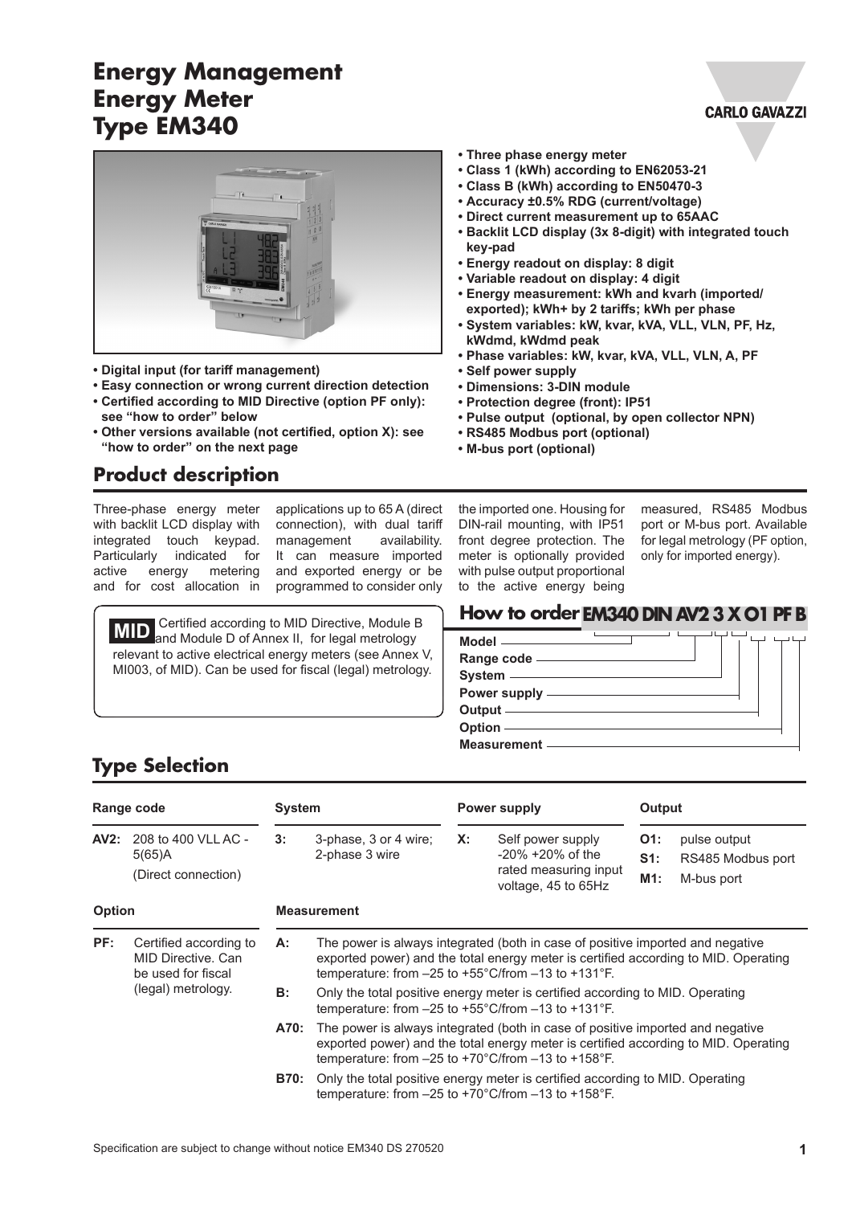# Energy Management
# Energy Meter
# Type EM340

- Digital input (for tariff management)
- Easy connection or wrong current direction detection
- Certified according to MID Directive (option PF only): see "how to order" below
- Other versions available (not certified, option X): see "how to order" on the next page

- Three phase energy meter
- Class 1 (kWh) according to EN62053-21
- Class B (kWh) according to EN50470-3
- Accuracy ±0.5% RDG (current/voltage)
- Direct current measurement up to 65AAC
- Backlit LCD display (3x 8-digit) with integrated touch key-pad
- Energy readout on display: 8 digit
- Variable readout on display: 4 digit
- Energy measurement: kWh and kvarh (imported/ exported); kWh+ by 2 tariffs; kWh per phase
- System variables: kW, kvar, kVA, VLL, VLN, PF, Hz, kWdmd, kWdmd peak
- Phase variables: kW, kvar, kVA, VLL, VLN, A, PF
- Self power supply
- Dimensions: 3-DIN module
- Protection degree (front): IP51
- Pulse output (optional, by open collector NPN)
- RS485 Modbus port (optional)
- M-bus port (optional)

## Product description

Three-phase energy meter with backlit LCD display with integrated touch keypad. Particularly indicated for active energy metering and for cost allocation in applications up to 65 A (direct connection), with dual tariff management availability. It can measure imported and exported energy or be programmed to consider only the imported one. Housing for DIN-rail mounting, with IP51 front degree protection. The meter is optionally provided with pulse output proportional to the active energy being measured, RS485 Modbus port or M-bus port. Available for legal metrology (PF option, only for imported energy).

**MID** Certified according to MID Directive, Module B and Module D of Annex II, for legal metrology relevant to active electrical energy meters (see Annex V, MI003, of MID). Can be used for fiscal (legal) metrology.

## How to order EM340 DIN AV2 3 X O1 PF B

- Model
- Range code
- System
- Power supply
- Output
- Option
- Measurement

## Type Selection

**Range code**

| | |
|---|---|
| **AV2:** | 208 to 400 VLL AC - 5(65)A (Direct connection) |

**System**

| | |
|---|---|
| **3:** | 3-phase, 3 or 4 wire; 2-phase 3 wire |

**Power supply**

| | |
|---|---|
| **X:** | Self power supply -20% +20% of the rated measuring input voltage, 45 to 65Hz |

**Output**

| | |
|---|---|
| **O1:** | pulse output |
| **S1:** | RS485 Modbus port |
| **M1:** | M-bus port |

**Option**

| | |
|---|---|
| **PF:** | Certified according to MID Directive. Can be used for fiscal (legal) metrology. |

**Measurement**

| | |
|---|---|
| **A:** | The power is always integrated (both in case of positive imported and negative exported power) and the total energy meter is certified according to MID. Operating temperature: from –25 to +55°C/from –13 to +131°F. |
| **B:** | Only the total positive energy meter is certified according to MID. Operating temperature: from –25 to +55°C/from –13 to +131°F. |
| **A70:** | The power is always integrated (both in case of positive imported and negative exported power) and the total energy meter is certified according to MID. Operating temperature: from –25 to +70°C/from –13 to +158°F. |
| **B70:** | Only the total positive energy meter is certified according to MID. Operating temperature: from –25 to +70°C/from –13 to +158°F. |

Specification are subject to change without notice EM340 DS 270520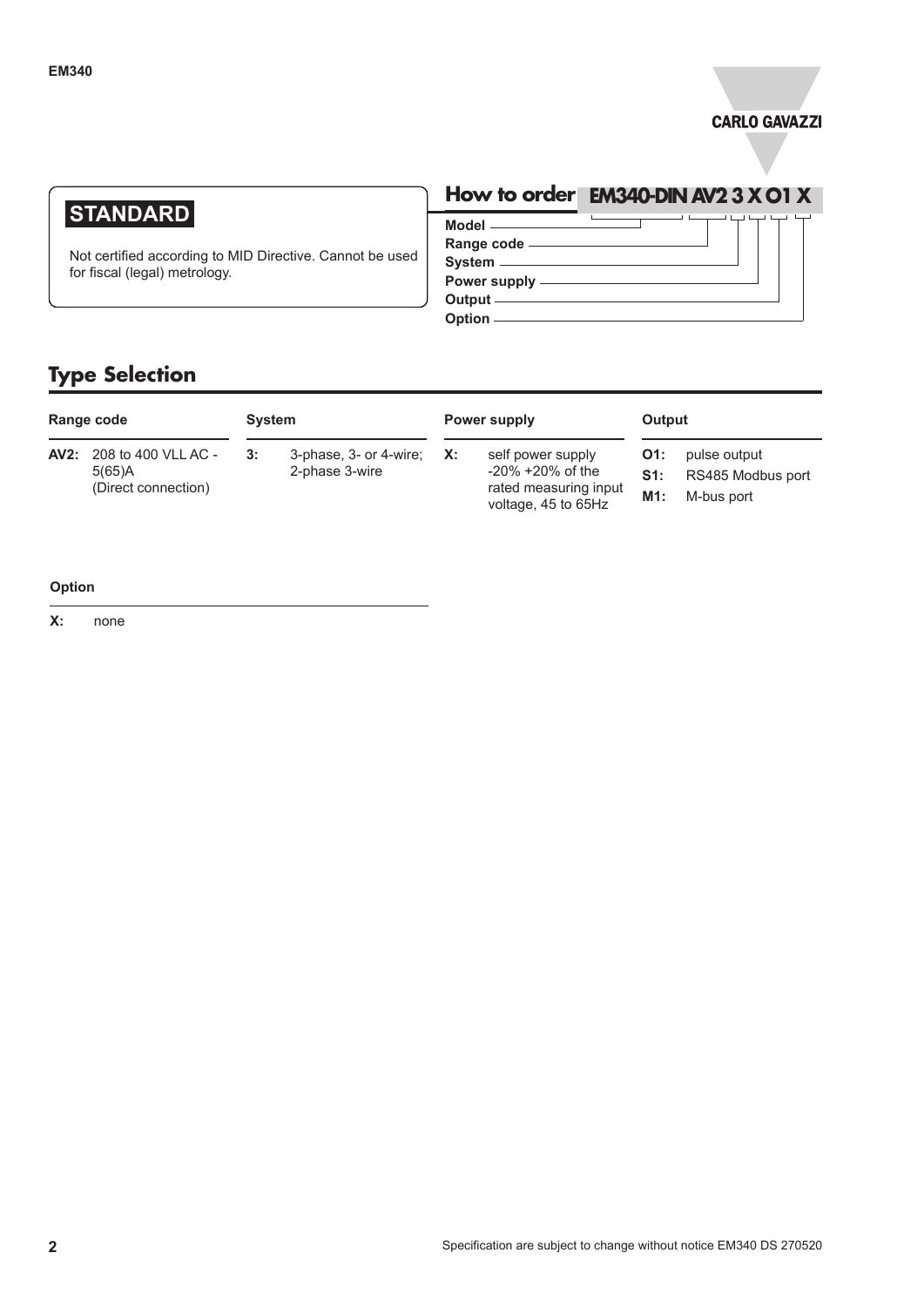**STANDARD**

Not certified according to MID Directive. Cannot be used for fiscal (legal) metrology.

## How to order EM340-DIN AV2 3 X O1 X

- Model
- Range code
- System
- Power supply
- Output
- Option

## Type Selection

**Range code**

**AV2:** 208 to 400 VLL AC - 5(65)A (Direct connection)

**System**

**3:** 3-phase, 3- or 4-wire; 2-phase 3-wire

**Power supply**

**X:** self power supply -20% +20% of the rated measuring input voltage, 45 to 65Hz

**Output**

**O1:** pulse output
**S1:** RS485 Modbus port
**M1:** M-bus port

**Option**

**X:** none

Specification are subject to change without notice EM340 DS 270520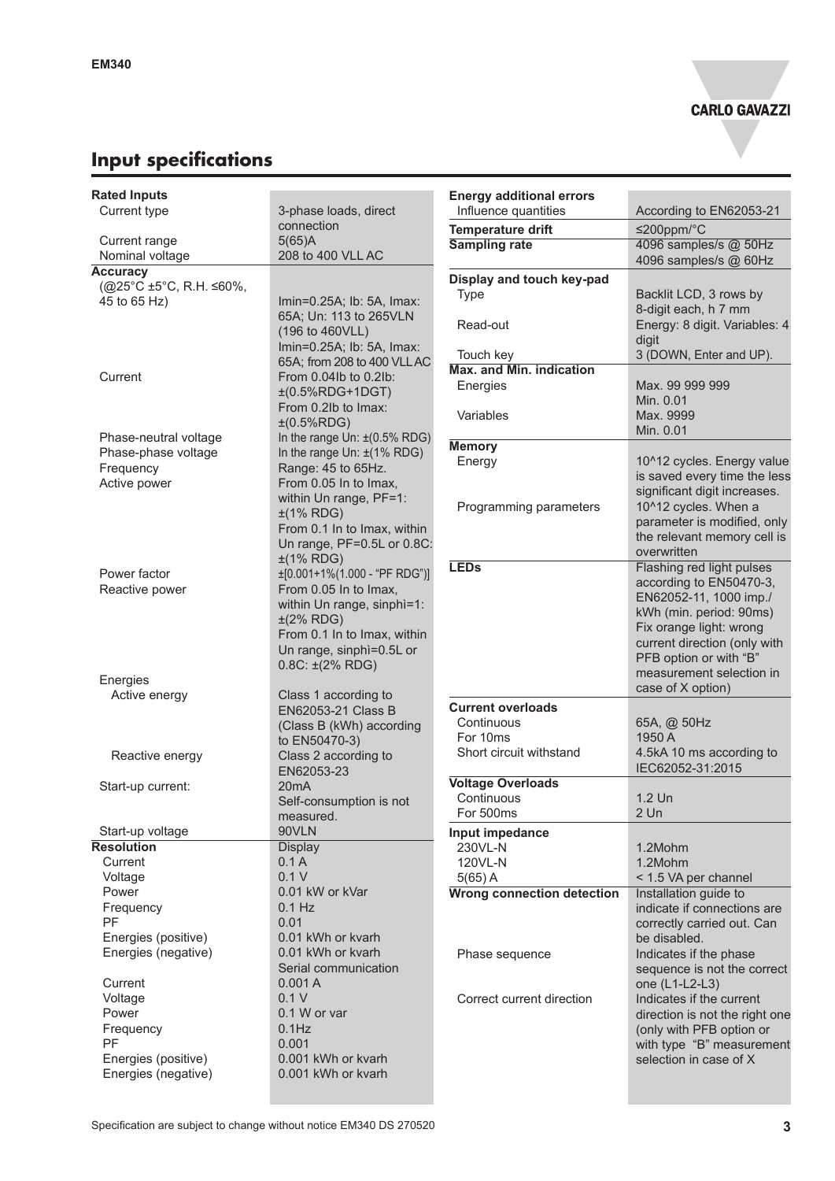## Input specifications

| Rated Inputs | |
|---|---|
| Current type | 3-phase loads, direct connection |
| Current range | 5(65)A |
| Nominal voltage | 208 to 400 VLL AC |
| **Accuracy** (@25°C ±5°C, R.H. ≤60%, 45 to 65 Hz) | Imin=0.25A; Ib: 5A, Imax: 65A; Un: 113 to 265VLN (196 to 460VLL) Imin=0.25A; Ib: 5A, Imax: 65A; from 208 to 400 VLL AC |
| Current | From 0.04Ib to 0.2Ib: ±(0.5%RDG+1DGT) From 0.2Ib to Imax: ±(0.5%RDG) |
| Phase-neutral voltage | In the range Un: ±(0.5% RDG) |
| Phase-phase voltage | In the range Un: ±(1% RDG) |
| Frequency | Range: 45 to 65Hz. |
| Active power | From 0.05 In to Imax, within Un range, PF=1: ±(1% RDG) From 0.1 In to Imax, within Un range, PF=0.5L or 0.8C: ±(1% RDG) |
| Power factor | ±[0.001+1%(1.000 - "PF RDG")] |
| Reactive power | From 0.05 In to Imax, within Un range, sinphì=1: ±(2% RDG) From 0.1 In to Imax, within Un range, sinphì=0.5L or 0.8C: ±(2% RDG) |
| Energies | |
| Active energy | Class 1 according to EN62053-21 Class B (Class B (kWh) according to EN50470-3) |
| Reactive energy | Class 2 according to EN62053-23 |
| Start-up current: | 20mA Self-consumption is not measured. |
| Start-up voltage | 90VLN |
| **Resolution** | Display |
| Current | 0.1 A |
| Voltage | 0.1 V |
| Power | 0.01 kW or kVar |
| Frequency | 0.1 Hz |
| PF | 0.01 |
| Energies (positive) | 0.01 kWh or kvarh |
| Energies (negative) | 0.01 kWh or kvarh |
| | Serial communication |
| Current | 0.001 A |
| Voltage | 0.1 V |
| Power | 0.1 W or var |
| Frequency | 0.1Hz |
| PF | 0.001 |
| Energies (positive) | 0.001 kWh or kvarh |
| Energies (negative) | 0.001 kWh or kvarh |

| Energy additional errors | |
|---|---|
| Influence quantities | According to EN62053-21 |
| **Temperature drift** | ≤200ppm/°C |
| **Sampling rate** | 4096 samples/s @ 50Hz 4096 samples/s @ 60Hz |
| **Display and touch key-pad** | |
| Type | Backlit LCD, 3 rows by 8-digit each, h 7 mm |
| Read-out | Energy: 8 digit. Variables: 4 digit |
| Touch key | 3 (DOWN, Enter and UP). |
| **Max. and Min. indication** | |
| Energies | Max. 99 999 999 Min. 0.01 |
| Variables | Max. 9999 Min. 0.01 |
| **Memory** | |
| Energy | 10^12 cycles. Energy value is saved every time the less significant digit increases. |
| Programming parameters | 10^12 cycles. When a parameter is modified, only the relevant memory cell is overwritten |
| **LEDs** | Flashing red light pulses according to EN50470-3, EN62052-11, 1000 imp./kWh (min. period: 90ms) Fix orange light: wrong current direction (only with PFB option or with "B" measurement selection in case of X option) |
| **Current overloads** | |
| Continuous | 65A, @ 50Hz |
| For 10ms | 1950 A |
| Short circuit withstand | 4.5kA 10 ms according to IEC62052-31:2015 |
| **Voltage Overloads** | |
| Continuous | 1.2 Un |
| For 500ms | 2 Un |
| **Input impedance** | |
| 230VL-N | 1.2Mohm |
| 120VL-N | 1.2Mohm |
| 5(65) A | < 1.5 VA per channel |
| **Wrong connection detection** | Installation guide to indicate if connections are correctly carried out. Can be disabled. |
| Phase sequence | Indicates if the phase sequence is not the correct one (L1-L2-L3) |
| Correct current direction | Indicates if the current direction is not the right one (only with PFB option or with type "B" measurement selection in case of X |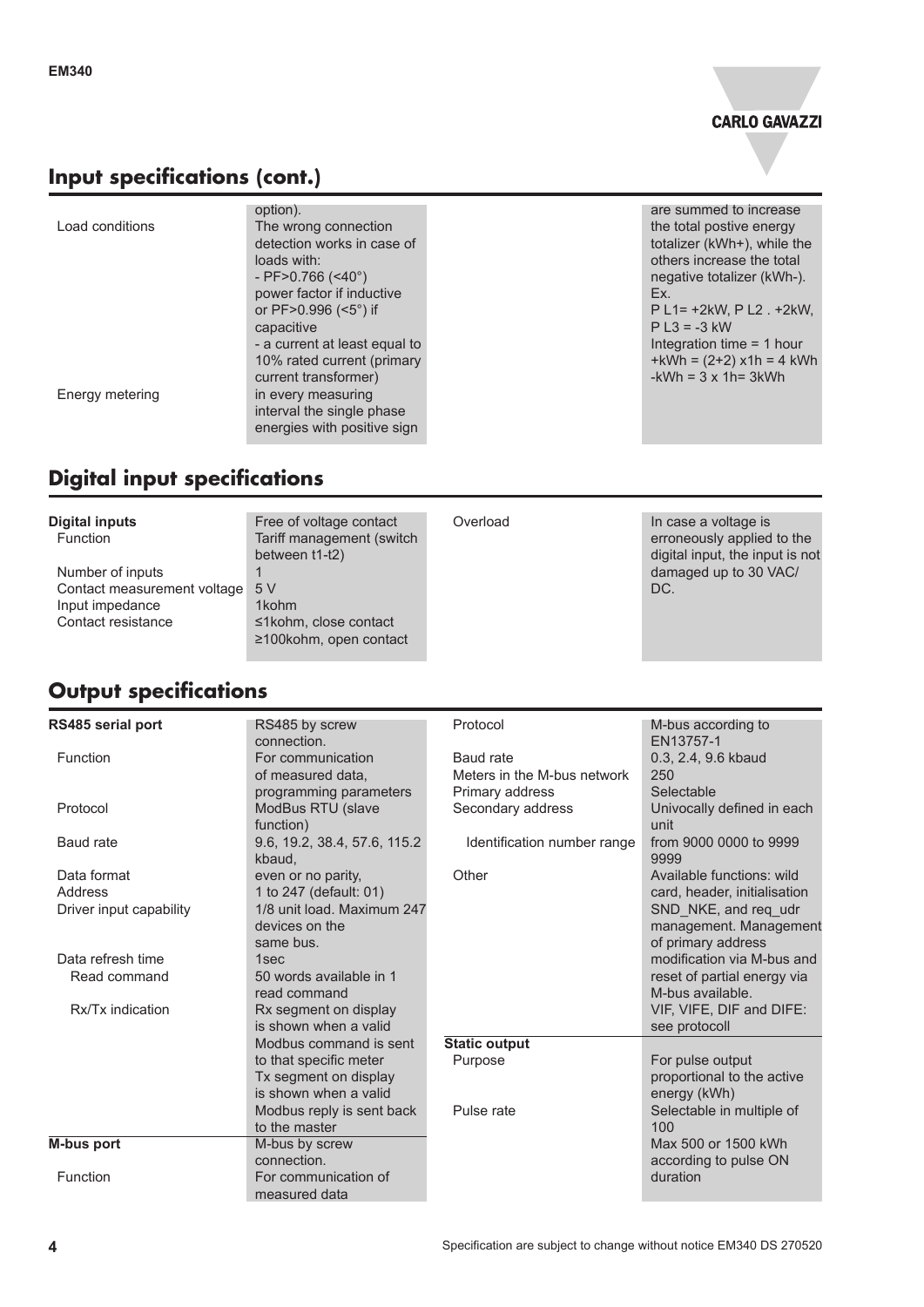## Input specifications (cont.)

| | | | |
|---|---|---|---|
| Load conditions | option). The wrong connection detection works in case of loads with: - PF>0.766 (<40°) power factor if inductive or PF>0.996 (<5°) if capacitive - a current at least equal to 10% rated current (primary current transformer) | | are summed to increase the total postive energy totalizer (kWh+), while the others increase the total negative totalizer (kWh-). Ex. P L1= +2kW, P L2 . +2kW, P L3 = -3 kW Integration time = 1 hour +kWh = (2+2) x1h = 4 kWh -kWh = 3 x 1h= 3kWh |
| Energy metering | in every measuring interval the single phase energies with positive sign | | |

## Digital input specifications

| | | | |
|---|---|---|---|
| **Digital inputs** | Free of voltage contact | Overload | In case a voltage is erroneously applied to the digital input, the input is not damaged up to 30 VAC/ DC. |
| Function | Tariff management (switch between t1-t2) | | |
| Number of inputs | 1 | | |
| Contact measurement voltage | 5 V | | |
| Input impedance | 1kohm | | |
| Contact resistance | ≤1kohm, close contact ≥100kohm, open contact | | |

## Output specifications

| | | | |
|---|---|---|---|
| **RS485 serial port** | RS485 by screw connection. | Protocol | M-bus according to EN13757-1 |
| Function | For communication of measured data, programming parameters | Baud rate | 0.3, 2.4, 9.6 kbaud |
| | | Meters in the M-bus network | 250 |
| | | Primary address | Selectable |
| Protocol | ModBus RTU (slave function) | Secondary address | Univocally defined in each unit |
| Baud rate | 9.6, 19.2, 38.4, 57.6, 115.2 kbaud, | Identification number range | from 9000 0000 to 9999 9999 |
| Data format | even or no parity, | Other | Available functions: wild card, header, initialisation SND_NKE, and req_udr management. Management of primary address modification via M-bus and reset of partial energy via M-bus available. VIF, VIFE, DIF and DIFE: see protocoll |
| Address | 1 to 247 (default: 01) | | |
| Driver input capability | 1/8 unit load. Maximum 247 devices on the same bus. | | |
| Data refresh time | 1sec | | |
| Read command | 50 words available in 1 read command | | |
| Rx/Tx indication | Rx segment on display is shown when a valid Modbus command is sent to that specific meter Tx segment on display is shown when a valid Modbus reply is sent back to the master | **Static output** | |
| | | Purpose | For pulse output proportional to the active energy (kWh) |
| | | Pulse rate | Selectable in multiple of 100 Max 500 or 1500 kWh according to pulse ON duration |
| **M-bus port** | M-bus by screw connection. | | |
| Function | For communication of measured data | | |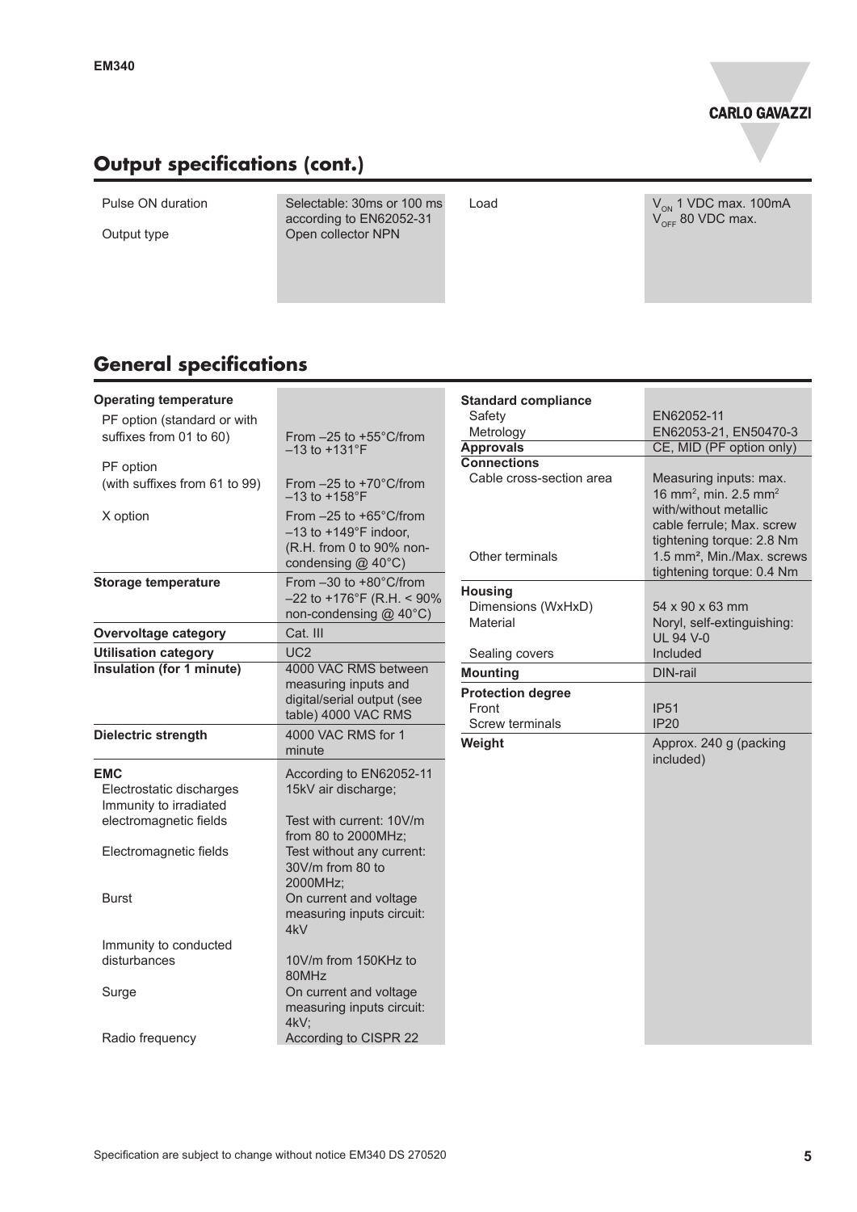## Output specifications (cont.)

| | | | |
|---|---|---|---|
| Pulse ON duration | Selectable: 30ms or 100 ms according to EN62052-31 | Load | $V_{ON}$ 1 VDC max. 100mA<br>$V_{OFF}$ 80 VDC max. |
| Output type | Open collector NPN | | |

## General specifications

| | |
|---|---|
| **Operating temperature** | |
| PF option (standard or with suffixes from 01 to 60) | From –25 to +55°C/from –13 to +131°F |
| PF option (with suffixes from 61 to 99) | From –25 to +70°C/from –13 to +158°F |
| X option | From –25 to +65°C/from –13 to +149°F indoor, (R.H. from 0 to 90% non-condensing @ 40°C) |
| **Storage temperature** | From –30 to +80°C/from –22 to +176°F (R.H. < 90% non-condensing @ 40°C) |
| **Overvoltage category** | Cat. III |
| **Utilisation category** | UC2 |
| **Insulation (for 1 minute)** | 4000 VAC RMS between measuring inputs and digital/serial output (see table) 4000 VAC RMS |
| **Dielectric strength** | 4000 VAC RMS for 1 minute |
| **EMC** | According to EN62052-11 |
| Electrostatic discharges | 15kV air discharge; |
| Immunity to irradiated electromagnetic fields | Test with current: 10V/m from 80 to 2000MHz; |
| Electromagnetic fields | Test without any current: 30V/m from 80 to 2000MHz; |
| Burst | On current and voltage measuring inputs circuit: 4kV |
| Immunity to conducted disturbances | 10V/m from 150KHz to 80MHz |
| Surge | On current and voltage measuring inputs circuit: 4kV; |
| Radio frequency | According to CISPR 22 |

| | |
|---|---|
| **Standard compliance** | |
| Safety | EN62052-11 |
| Metrology | EN62053-21, EN50470-3 |
| **Approvals** | CE, MID (PF option only) |
| **Connections** | |
| Cable cross-section area | Measuring inputs: max. 16 mm², min. 2.5 mm² with/without metallic cable ferrule; Max. screw tightening torque: 2.8 Nm |
| Other terminals | 1.5 mm², Min./Max. screws tightening torque: 0.4 Nm |
| **Housing** | |
| Dimensions (WxHxD) | 54 x 90 x 63 mm |
| Material | Noryl, self-extinguishing: UL 94 V-0 |
| Sealing covers | Included |
| **Mounting** | DIN-rail |
| **Protection degree** | |
| Front | IP51 |
| Screw terminals | IP20 |
| **Weight** | Approx. 240 g (packing included) |

Specification are subject to change without notice EM340 DS 270520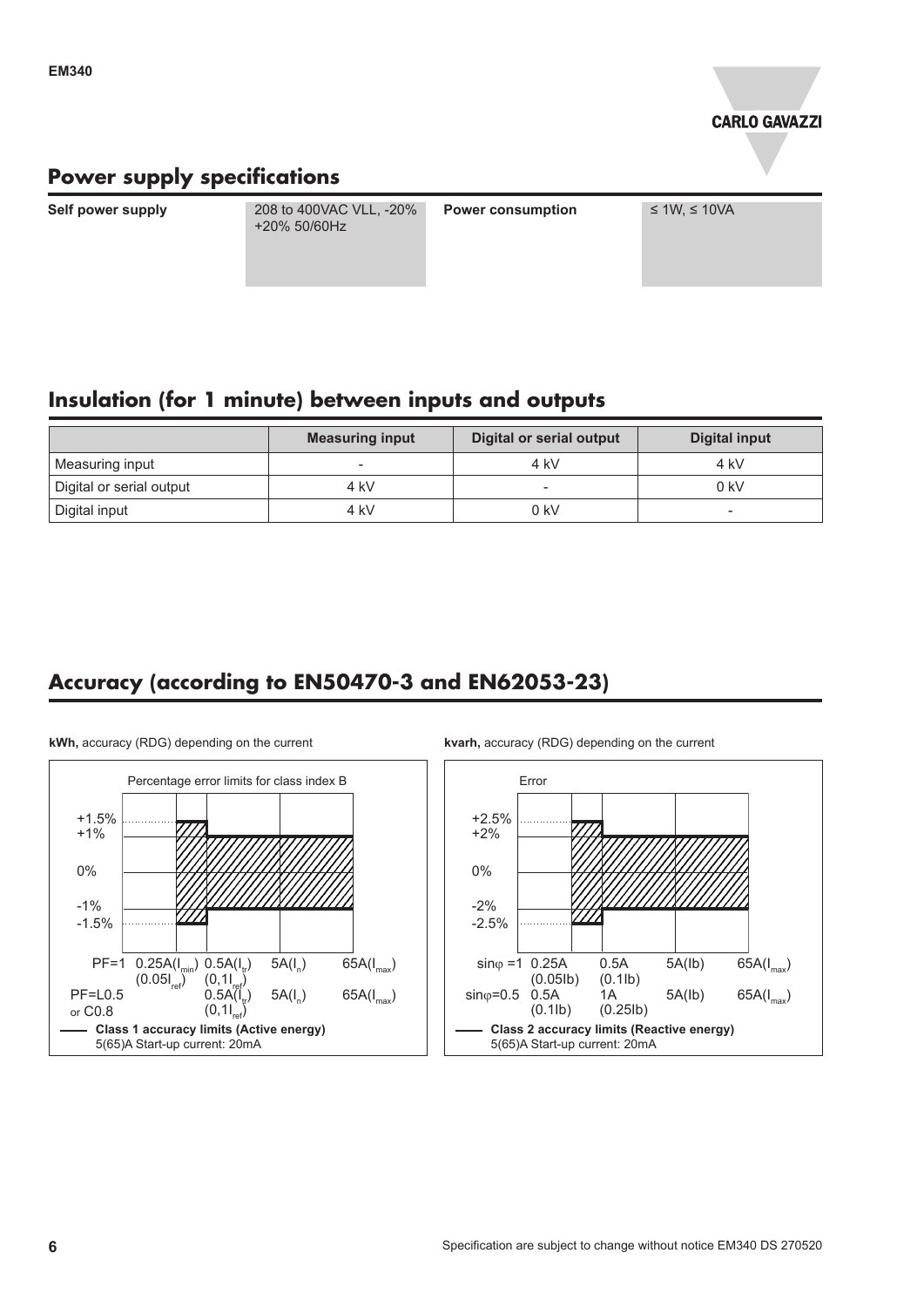## Power supply specifications

| Self power supply | 208 to 400VAC VLL, -20% +20% 50/60Hz | Power consumption | ≤ 1W, ≤ 10VA |
|---|---|---|---|

## Insulation (for 1 minute) between inputs and outputs

| | Measuring input | Digital or serial output | Digital input |
|---|---|---|---|
| Measuring input | - | 4 kV | 4 kV |
| Digital or serial output | 4 kV | - | 0 kV |
| Digital input | 4 kV | 0 kV | - |

## Accuracy (according to EN50470-3 and EN62053-23)

**kWh,** accuracy (RDG) depending on the current

Percentage error limits for class index B

+1.5%
+1%
0%
-1%
-1.5%

PF=1 0.25A($I_{min}$) (0.05$I_{ref}$) 0.5A($I_{tr}$) (0,1$I_{ref}$) 5A($I_n$) 65A($I_{max}$)

PF=L0.5 or C0.8 0.5A($I_{tr}$) (0,1$I_{ref}$) 5A($I_n$) 65A($I_{max}$)

**Class 1 accuracy limits (Active energy)**
5(65)A Start-up current: 20mA

**kvarh,** accuracy (RDG) depending on the current

Error

+2.5%
+2%
0%
-2%
-2.5%

sinφ =1 0.25A (0.05Ib) 0.5A (0.1Ib) 5A(Ib) 65A($I_{max}$)

sinφ=0.5 0.5A (0.1Ib) 1A (0.25Ib) 5A(Ib) 65A($I_{max}$)

**Class 2 accuracy limits (Reactive energy)**
5(65)A Start-up current: 20mA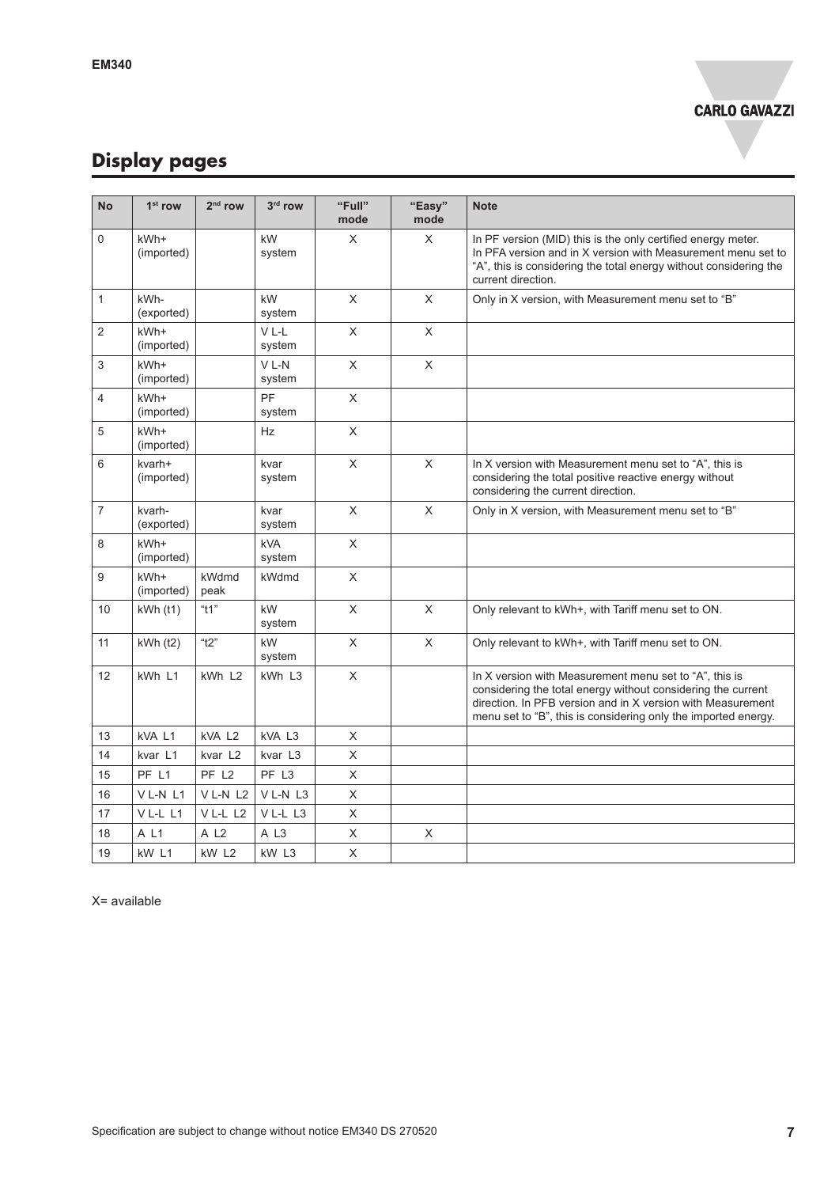## Display pages

| No | 1st row | 2nd row | 3rd row | "Full" mode | "Easy" mode | Note |
|---|---|---|---|---|---|---|
| 0 | kWh+ (imported) | | kW system | X | X | In PF version (MID) this is the only certified energy meter. In PFA version and in X version with Measurement menu set to "A", this is considering the total energy without considering the current direction. |
| 1 | kWh- (exported) | | kW system | X | X | Only in X version, with Measurement menu set to "B" |
| 2 | kWh+ (imported) | | V L-L system | X | X | |
| 3 | kWh+ (imported) | | V L-N system | X | X | |
| 4 | kWh+ (imported) | | PF system | X | | |
| 5 | kWh+ (imported) | | Hz | X | | |
| 6 | kvarh+ (imported) | | kvar system | X | X | In X version with Measurement menu set to "A", this is considering the total positive reactive energy without considering the current direction. |
| 7 | kvarh- (exported) | | kvar system | X | X | Only in X version, with Measurement menu set to "B" |
| 8 | kWh+ (imported) | | kVA system | X | | |
| 9 | kWh+ (imported) | kWdmd peak | kWdmd | X | | |
| 10 | kWh (t1) | "t1" | kW system | X | X | Only relevant to kWh+, with Tariff menu set to ON. |
| 11 | kWh (t2) | "t2" | kW system | X | X | Only relevant to kWh+, with Tariff menu set to ON. |
| 12 | kWh L1 | kWh L2 | kWh L3 | X | | In X version with Measurement menu set to "A", this is considering the total energy without considering the current direction. In PFB version and in X version with Measurement menu set to "B", this is considering only the imported energy. |
| 13 | kVA L1 | kVA L2 | kVA L3 | X | | |
| 14 | kvar L1 | kvar L2 | kvar L3 | X | | |
| 15 | PF L1 | PF L2 | PF L3 | X | | |
| 16 | V L-N L1 | V L-N L2 | V L-N L3 | X | | |
| 17 | V L-L L1 | V L-L L2 | V L-L L3 | X | | |
| 18 | A L1 | A L2 | A L3 | X | X | |
| 19 | kW L1 | kW L2 | kW L3 | X | | |

X= available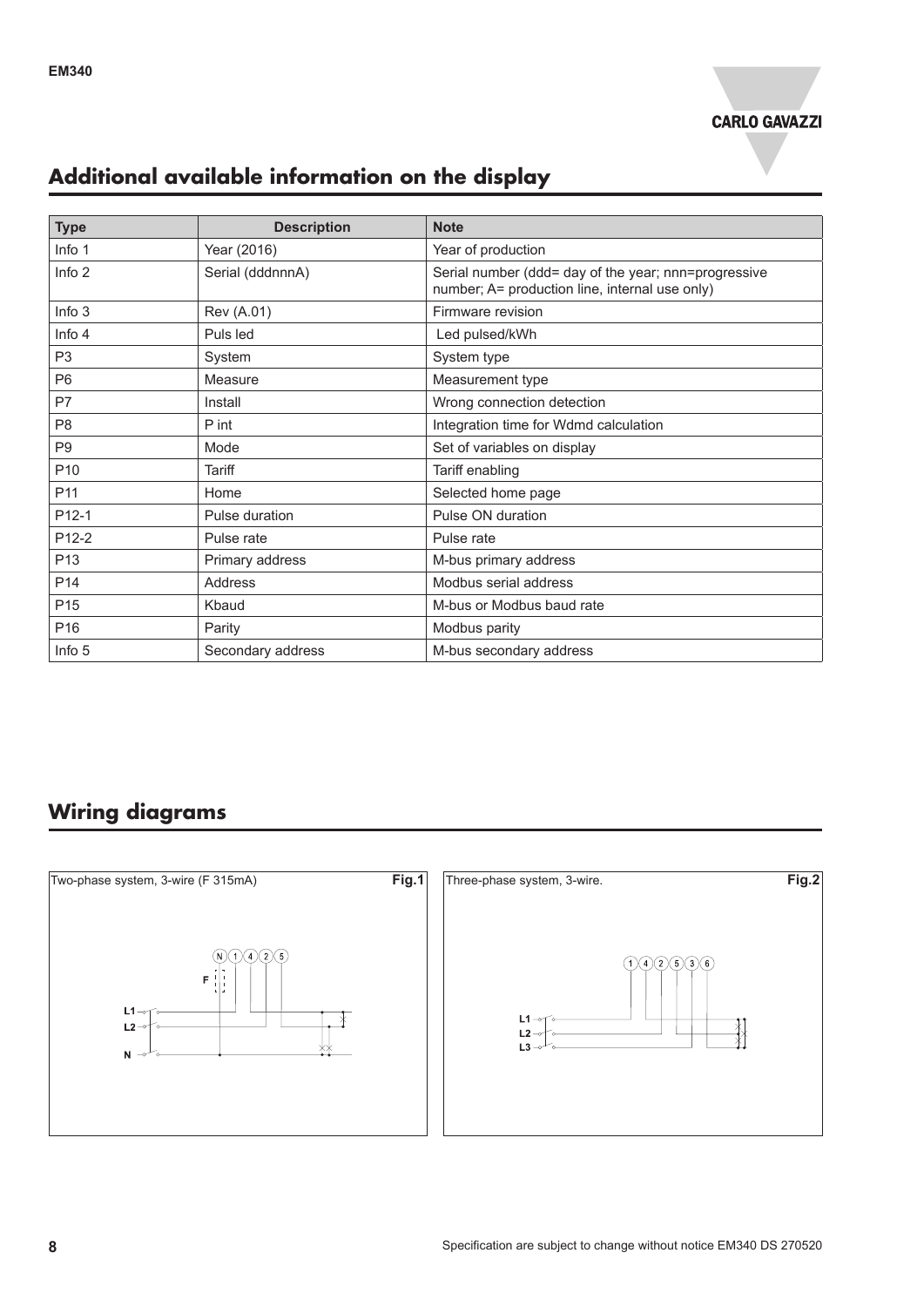## Additional available information on the display

| Type | Description | Note |
| --- | --- | --- |
| Info 1 | Year (2016) | Year of production |
| Info 2 | Serial (dddnnnA) | Serial number (ddd= day of the year; nnn=progressive number; A= production line, internal use only) |
| Info 3 | Rev (A.01) | Firmware revision |
| Info 4 | Puls led | Led pulsed/kWh |
| P3 | System | System type |
| P6 | Measure | Measurement type |
| P7 | Install | Wrong connection detection |
| P8 | P int | Integration time for Wdmd calculation |
| P9 | Mode | Set of variables on display |
| P10 | Tariff | Tariff enabling |
| P11 | Home | Selected home page |
| P12-1 | Pulse duration | Pulse ON duration |
| P12-2 | Pulse rate | Pulse rate |
| P13 | Primary address | M-bus primary address |
| P14 | Address | Modbus serial address |
| P15 | Kbaud | M-bus or Modbus baud rate |
| P16 | Parity | Modbus parity |
| Info 5 | Secondary address | M-bus secondary address |

## Wiring diagrams

Two-phase system, 3-wire (F 315mA) **Fig.1**

N 1 4 2 5
F
L1
L2
N

Three-phase system, 3-wire. **Fig.2**

1 4 2 5 3 6
L1
L2
L3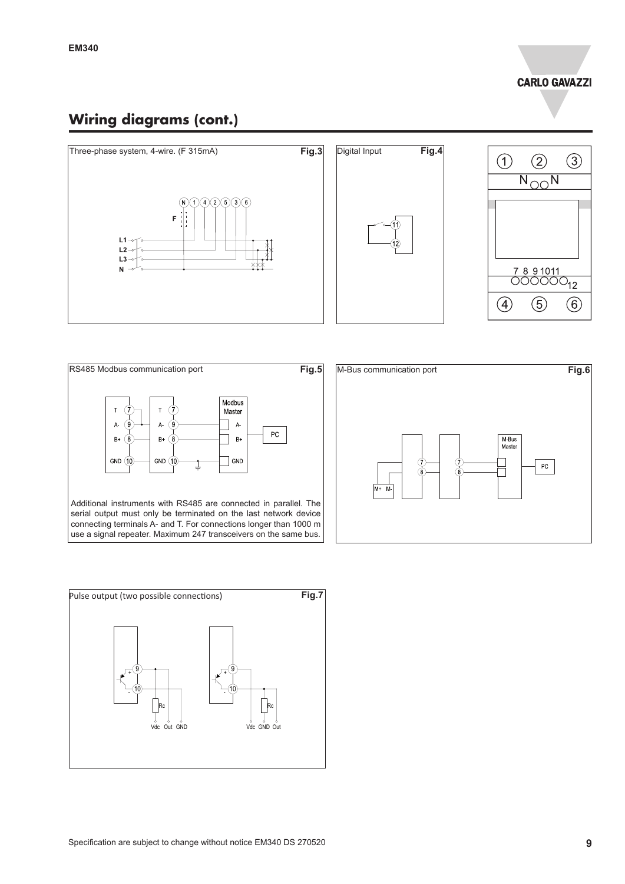## Wiring diagrams (cont.)

Three-phase system, 4-wire. (F 315mA) **Fig.3**

Digital Input **Fig.4**

RS485 Modbus communication port **Fig.5**

Additional instruments with RS485 are connected in parallel. The serial output must only be terminated on the last network device connecting terminals A- and T. For connections longer than 1000 m use a signal repeater. Maximum 247 transceivers on the same bus.

M-Bus communication port **Fig.6**

Pulse output (two possible connections) **Fig.7**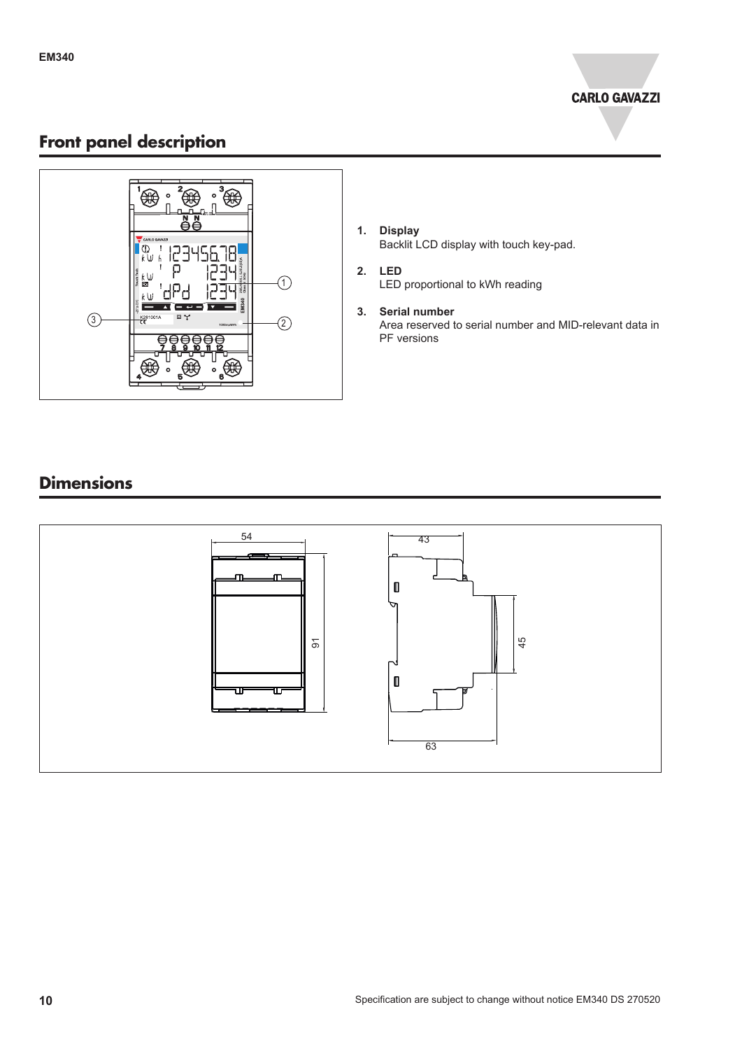## Front panel description

1. **Display**
   Backlit LCD display with touch key-pad.

2. **LED**
   LED proportional to kWh reading

3. **Serial number**
   Area reserved to serial number and MID-relevant data in PF versions

## Dimensions

54

91

43

45

63